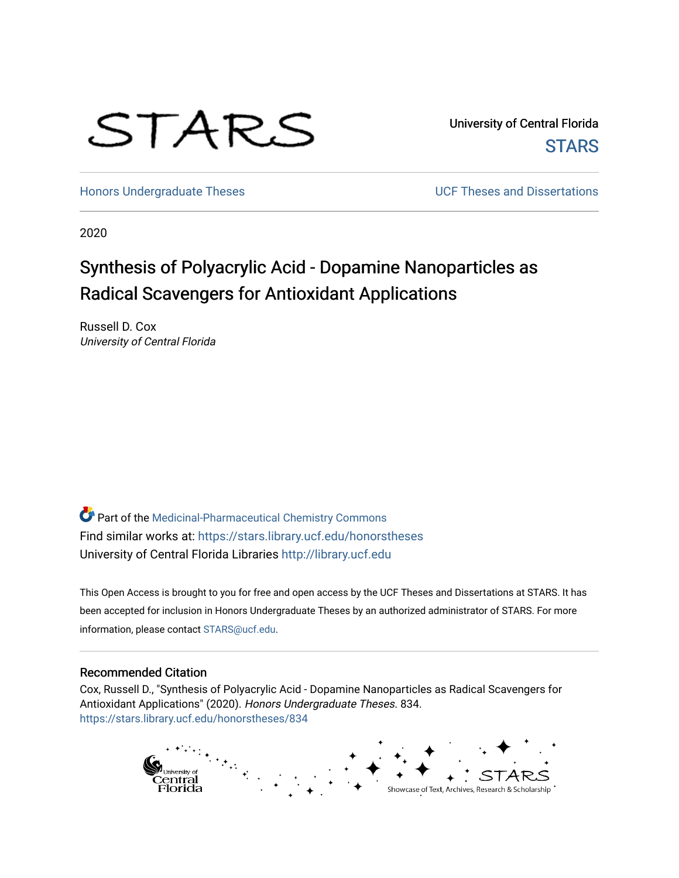STARS

University of Central Florida

STARS

Honors Undergraduate Theses

UCF Theses and Dissertations

2020

# Synthesis of Polyacrylic Acid - Dopamine Nanoparticles as Radical Scavengers for Antioxidant Applications

Russell D. Cox
*University of Central Florida*

Part of the Medicinal-Pharmaceutical Chemistry Commons

Find similar works at: https://stars.library.ucf.edu/honorstheses

University of Central Florida Libraries http://library.ucf.edu

This Open Access is brought to you for free and open access by the UCF Theses and Dissertations at STARS. It has been accepted for inclusion in Honors Undergraduate Theses by an authorized administrator of STARS. For more information, please contact STARS@ucf.edu.

## Recommended Citation

Cox, Russell D., "Synthesis of Polyacrylic Acid - Dopamine Nanoparticles as Radical Scavengers for Antioxidant Applications" (2020). *Honors Undergraduate Theses*. 834.
https://stars.library.ucf.edu/honorstheses/834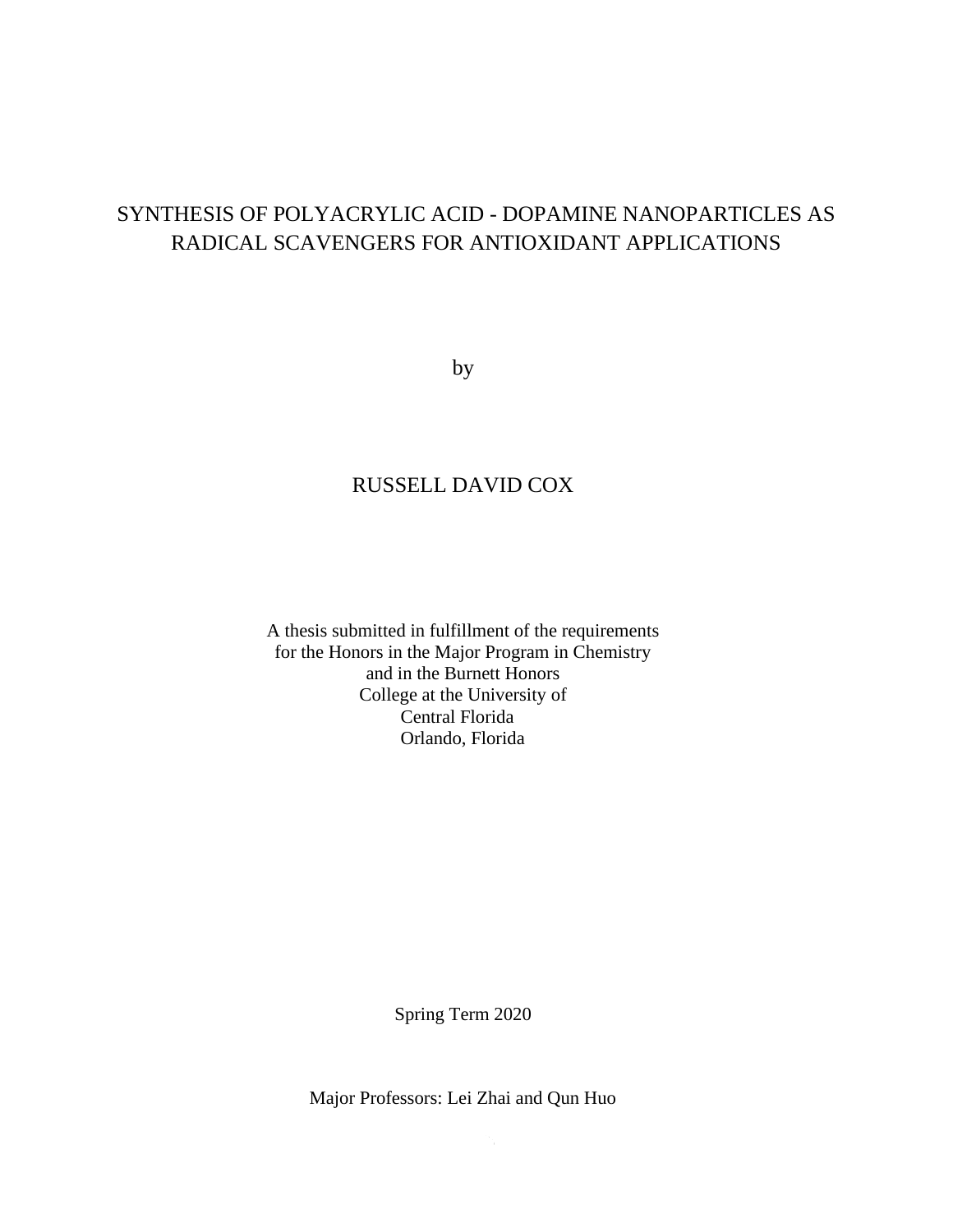# SYNTHESIS OF POLYACRYLIC ACID - DOPAMINE NANOPARTICLES AS RADICAL SCAVENGERS FOR ANTIOXIDANT APPLICATIONS

by

RUSSELL DAVID COX

A thesis submitted in fulfillment of the requirements
for the Honors in the Major Program in Chemistry
and in the Burnett Honors
College at the University of
Central Florida
Orlando, Florida

Spring Term 2020

Major Professors: Lei Zhai and Qun Huo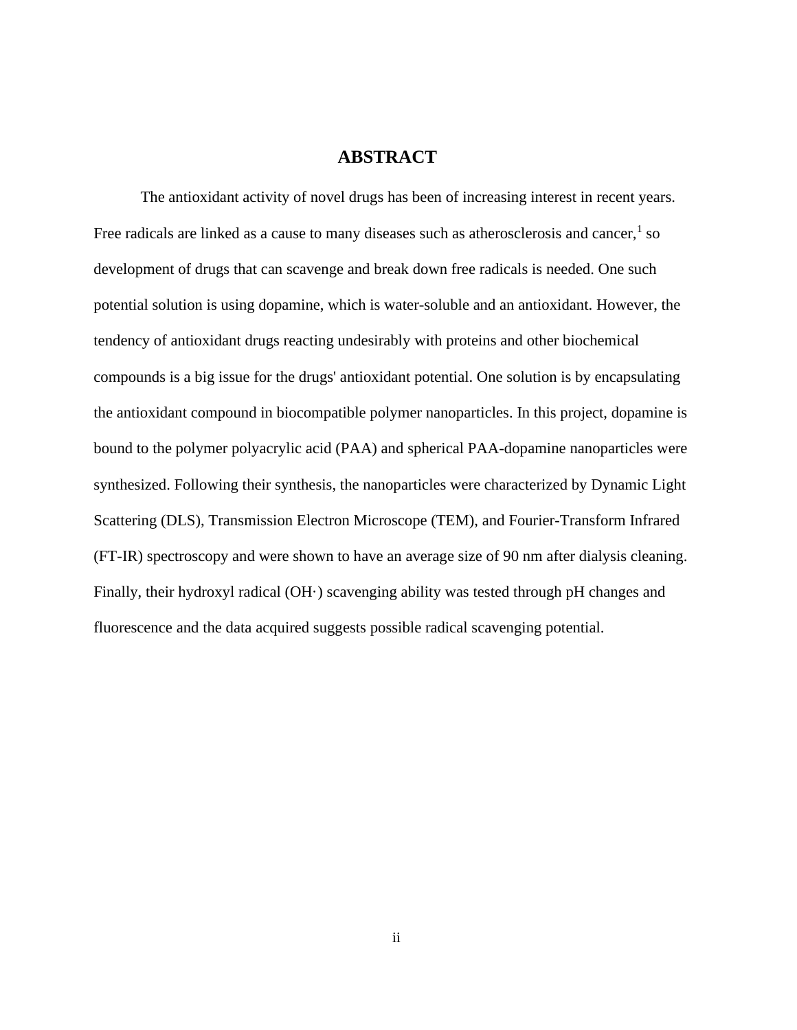# ABSTRACT

The antioxidant activity of novel drugs has been of increasing interest in recent years. Free radicals are linked as a cause to many diseases such as atherosclerosis and cancer,[1] so development of drugs that can scavenge and break down free radicals is needed. One such potential solution is using dopamine, which is water-soluble and an antioxidant. However, the tendency of antioxidant drugs reacting undesirably with proteins and other biochemical compounds is a big issue for the drugs' antioxidant potential. One solution is by encapsulating the antioxidant compound in biocompatible polymer nanoparticles. In this project, dopamine is bound to the polymer polyacrylic acid (PAA) and spherical PAA-dopamine nanoparticles were synthesized. Following their synthesis, the nanoparticles were characterized by Dynamic Light Scattering (DLS), Transmission Electron Microscope (TEM), and Fourier-Transform Infrared (FT-IR) spectroscopy and were shown to have an average size of 90 nm after dialysis cleaning. Finally, their hydroxyl radical (OH·) scavenging ability was tested through pH changes and fluorescence and the data acquired suggests possible radical scavenging potential.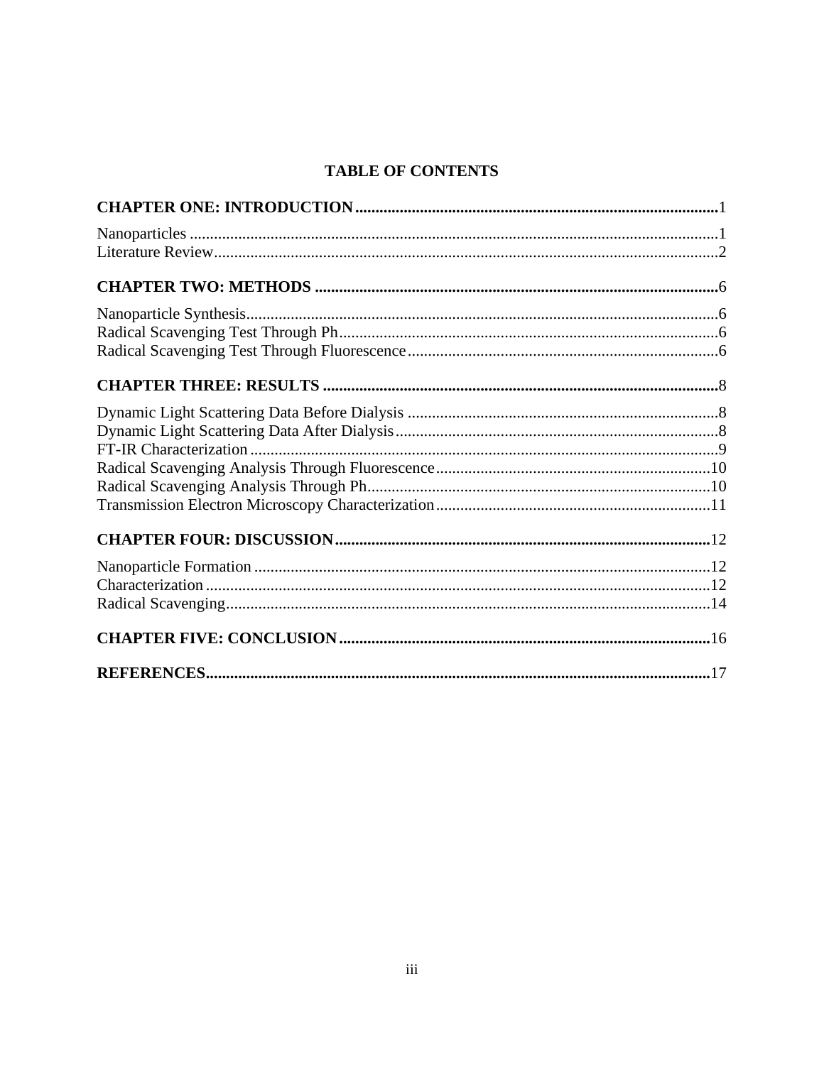## TABLE OF CONTENTS

**CHAPTER ONE: INTRODUCTION** .......................................................................................... 1

Nanoparticles ................................................................................................................ 1
Literature Review .......................................................................................................... 2

**CHAPTER TWO: METHODS** ............................................................................................ 6

Nanoparticle Synthesis .................................................................................................. 6
Radical Scavenging Test Through Ph ............................................................................. 6
Radical Scavenging Test Through Fluorescence ............................................................ 6

**CHAPTER THREE: RESULTS** .......................................................................................... 8

Dynamic Light Scattering Data Before Dialysis ............................................................ 8
Dynamic Light Scattering Data After Dialysis ............................................................... 8
FT-IR Characterization .................................................................................................. 9
Radical Scavenging Analysis Through Fluorescence ................................................... 10
Radical Scavenging Analysis Through Ph .................................................................... 10
Transmission Electron Microscopy Characterization ................................................... 11

**CHAPTER FOUR: DISCUSSION** .................................................................................... 12

Nanoparticle Formation ............................................................................................... 12
Characterization ........................................................................................................... 12
Radical Scavenging ...................................................................................................... 14

**CHAPTER FIVE: CONCLUSION** .................................................................................... 16

**REFERENCES** .................................................................................................................. 17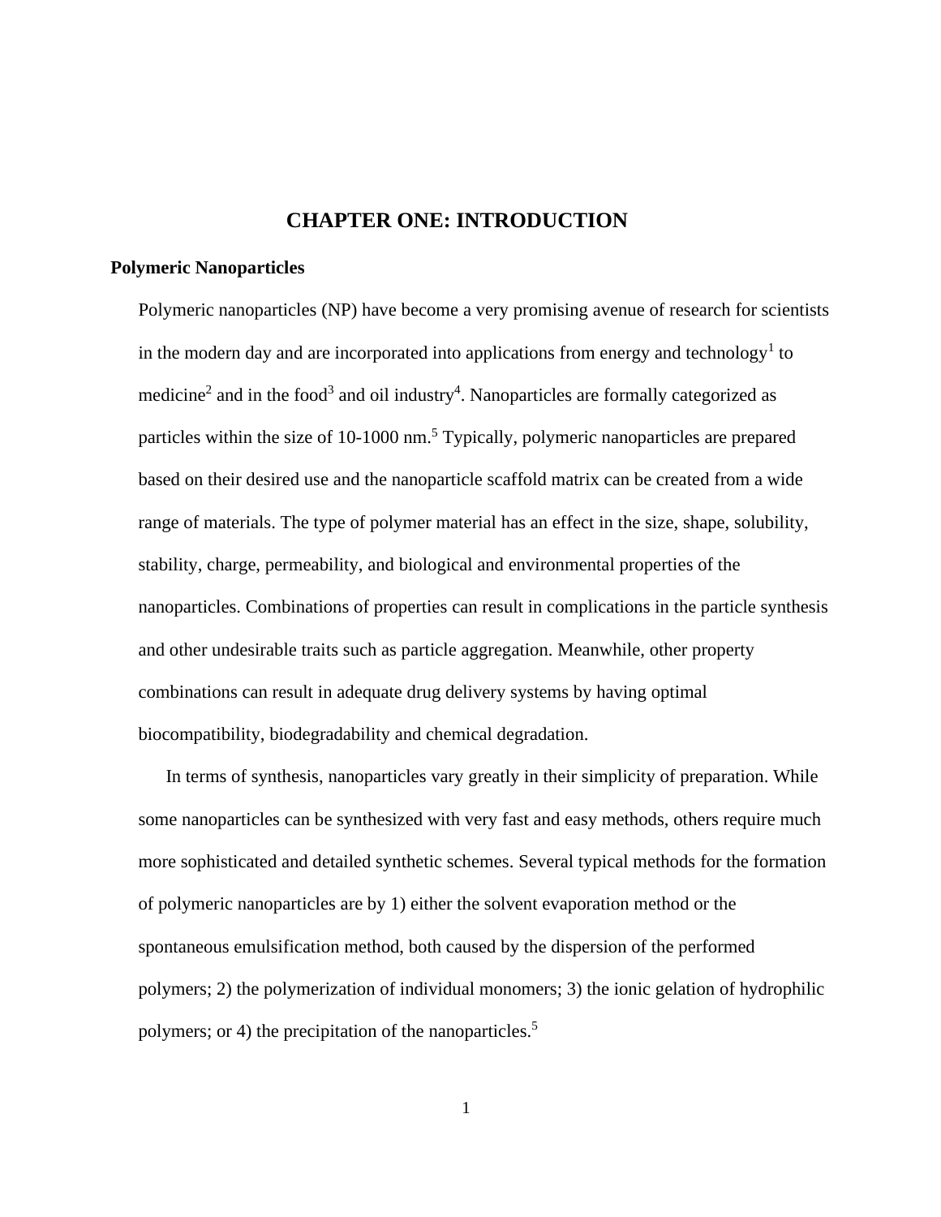# CHAPTER ONE: INTRODUCTION

## Polymeric Nanoparticles

Polymeric nanoparticles (NP) have become a very promising avenue of research for scientists in the modern day and are incorporated into applications from energy and technology[1] to medicine[2] and in the food[3] and oil industry[4]. Nanoparticles are formally categorized as particles within the size of 10-1000 nm.[5] Typically, polymeric nanoparticles are prepared based on their desired use and the nanoparticle scaffold matrix can be created from a wide range of materials. The type of polymer material has an effect in the size, shape, solubility, stability, charge, permeability, and biological and environmental properties of the nanoparticles. Combinations of properties can result in complications in the particle synthesis and other undesirable traits such as particle aggregation. Meanwhile, other property combinations can result in adequate drug delivery systems by having optimal biocompatibility, biodegradability and chemical degradation.

In terms of synthesis, nanoparticles vary greatly in their simplicity of preparation. While some nanoparticles can be synthesized with very fast and easy methods, others require much more sophisticated and detailed synthetic schemes. Several typical methods for the formation of polymeric nanoparticles are by 1) either the solvent evaporation method or the spontaneous emulsification method, both caused by the dispersion of the performed polymers; 2) the polymerization of individual monomers; 3) the ionic gelation of hydrophilic polymers; or 4) the precipitation of the nanoparticles.[5]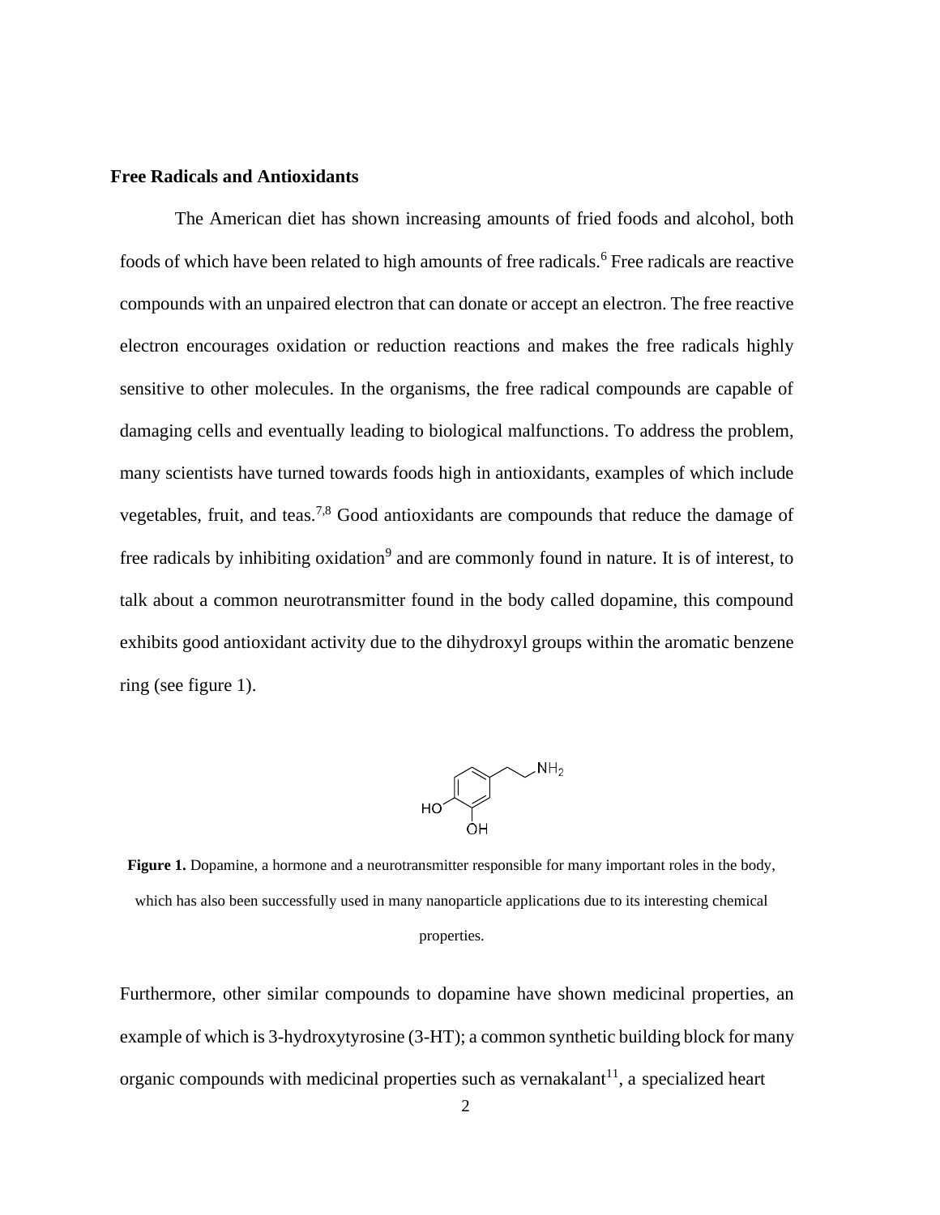**Free Radicals and Antioxidants**

The American diet has shown increasing amounts of fried foods and alcohol, both foods of which have been related to high amounts of free radicals.[6] Free radicals are reactive compounds with an unpaired electron that can donate or accept an electron. The free reactive electron encourages oxidation or reduction reactions and makes the free radicals highly sensitive to other molecules. In the organisms, the free radical compounds are capable of damaging cells and eventually leading to biological malfunctions. To address the problem, many scientists have turned towards foods high in antioxidants, examples of which include vegetables, fruit, and teas.[7,8] Good antioxidants are compounds that reduce the damage of free radicals by inhibiting oxidation[9] and are commonly found in nature. It is of interest, to talk about a common neurotransmitter found in the body called dopamine, this compound exhibits good antioxidant activity due to the dihydroxyl groups within the aromatic benzene ring (see figure 1).

**Figure 1.** Dopamine, a hormone and a neurotransmitter responsible for many important roles in the body, which has also been successfully used in many nanoparticle applications due to its interesting chemical properties.

Furthermore, other similar compounds to dopamine have shown medicinal properties, an example of which is 3-hydroxytyrosine (3-HT); a common synthetic building block for many organic compounds with medicinal properties such as vernakalant[11], a specialized heart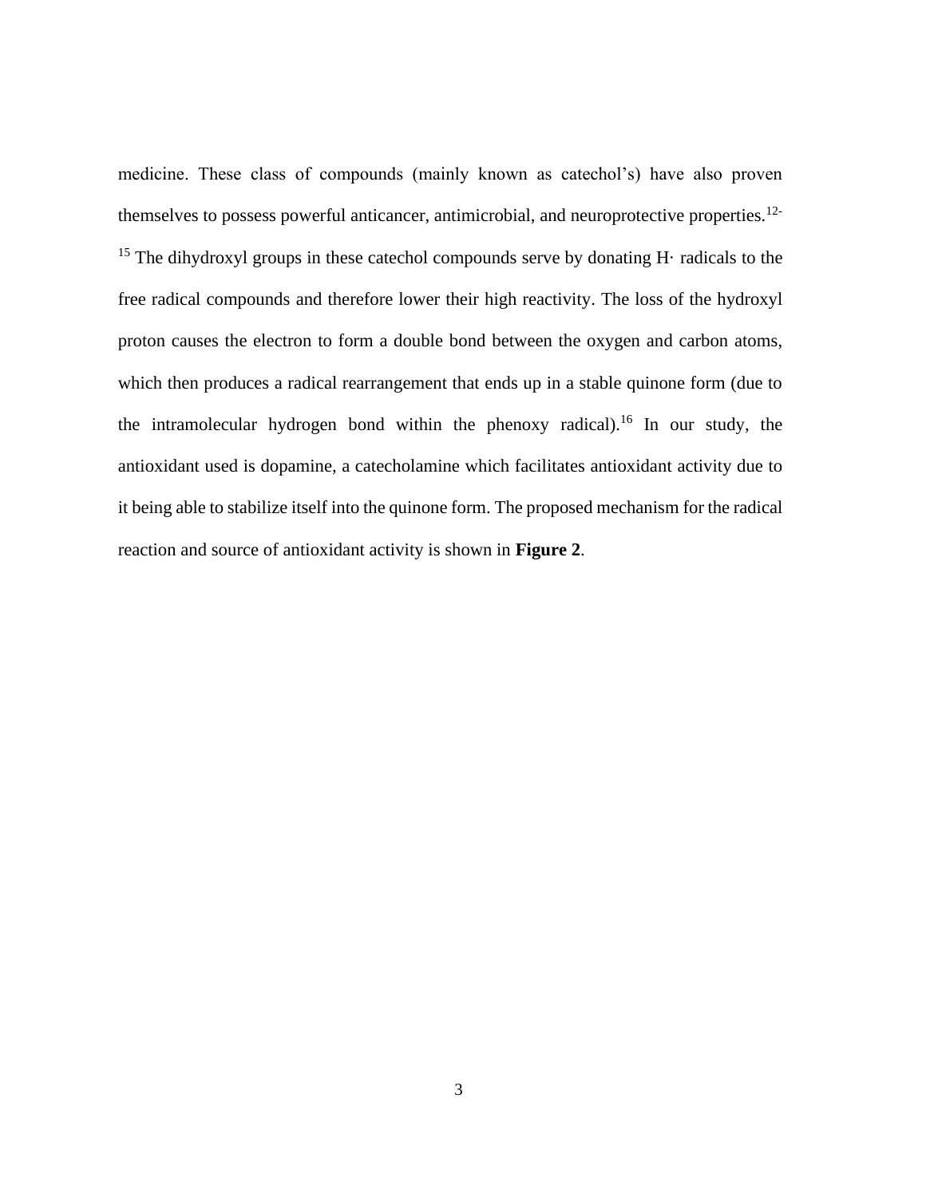medicine. These class of compounds (mainly known as catechol's) have also proven themselves to possess powerful anticancer, antimicrobial, and neuroprotective properties.[12-15] The dihydroxyl groups in these catechol compounds serve by donating H· radicals to the free radical compounds and therefore lower their high reactivity. The loss of the hydroxyl proton causes the electron to form a double bond between the oxygen and carbon atoms, which then produces a radical rearrangement that ends up in a stable quinone form (due to the intramolecular hydrogen bond within the phenoxy radical).[16] In our study, the antioxidant used is dopamine, a catecholamine which facilitates antioxidant activity due to it being able to stabilize itself into the quinone form. The proposed mechanism for the radical reaction and source of antioxidant activity is shown in **Figure 2**.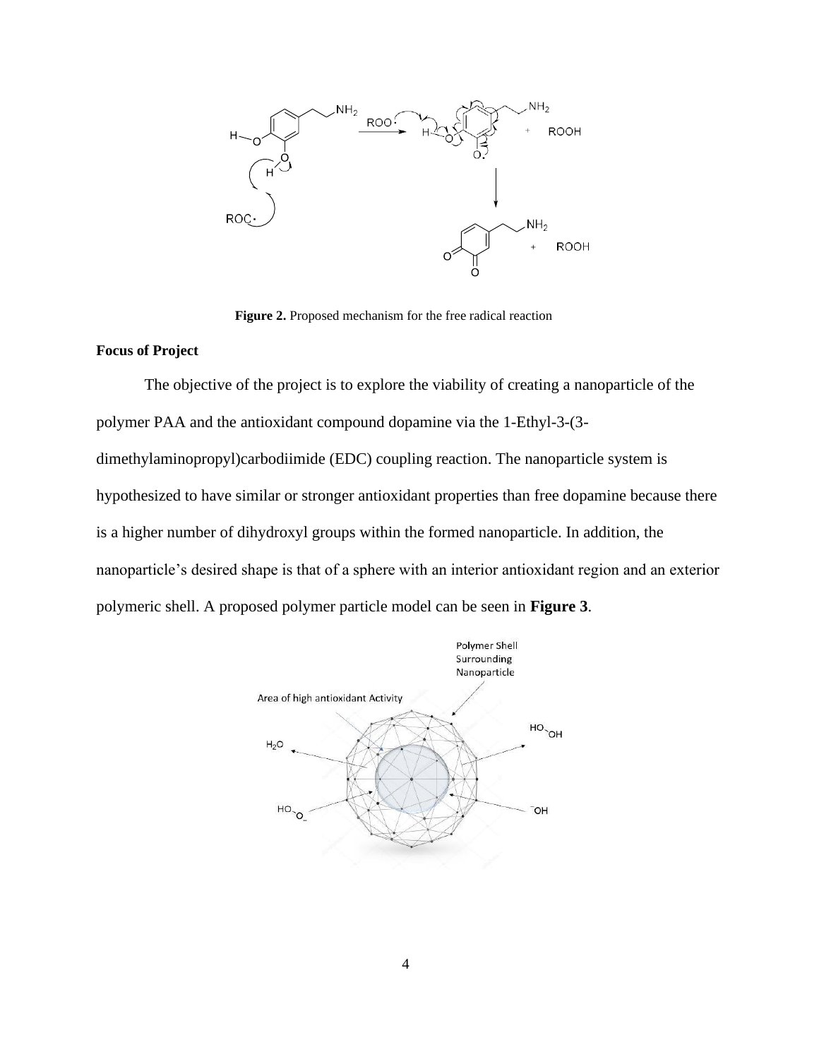**Figure 2.** Proposed mechanism for the free radical reaction

**Focus of Project**

The objective of the project is to explore the viability of creating a nanoparticle of the polymer PAA and the antioxidant compound dopamine via the 1-Ethyl-3-(3-dimethylaminopropyl)carbodiimide (EDC) coupling reaction. The nanoparticle system is hypothesized to have similar or stronger antioxidant properties than free dopamine because there is a higher number of dihydroxyl groups within the formed nanoparticle. In addition, the nanoparticle's desired shape is that of a sphere with an interior antioxidant region and an exterior polymeric shell. A proposed polymer particle model can be seen in **Figure 3**.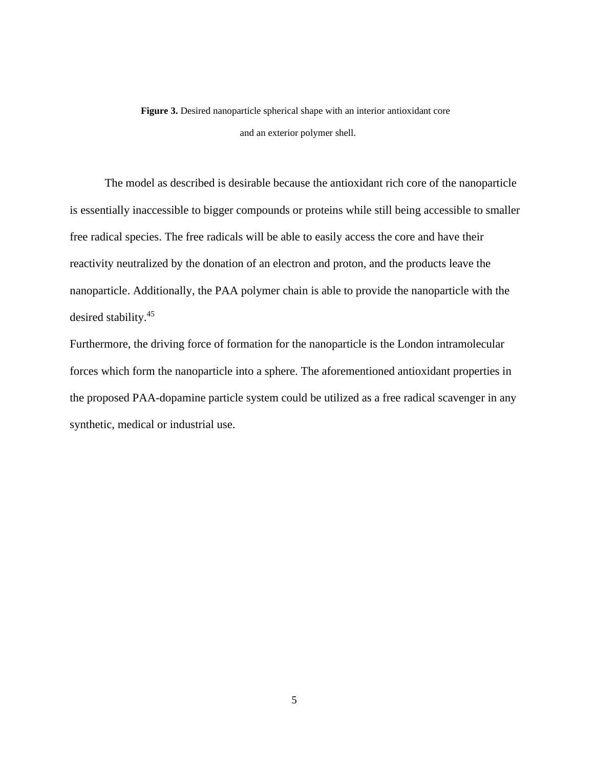**Figure 3.** Desired nanoparticle spherical shape with an interior antioxidant core and an exterior polymer shell.

The model as described is desirable because the antioxidant rich core of the nanoparticle is essentially inaccessible to bigger compounds or proteins while still being accessible to smaller free radical species. The free radicals will be able to easily access the core and have their reactivity neutralized by the donation of an electron and proton, and the products leave the nanoparticle. Additionally, the PAA polymer chain is able to provide the nanoparticle with the desired stability.[45]

Furthermore, the driving force of formation for the nanoparticle is the London intramolecular forces which form the nanoparticle into a sphere. The aforementioned antioxidant properties in the proposed PAA-dopamine particle system could be utilized as a free radical scavenger in any synthetic, medical or industrial use.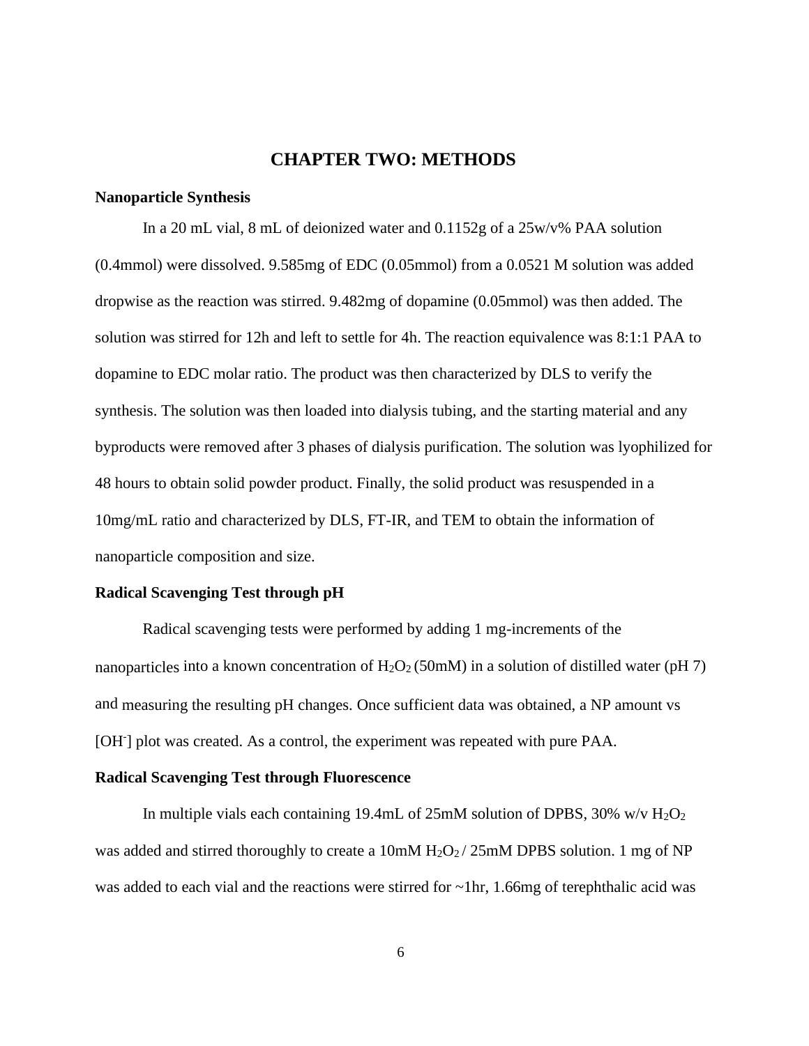# CHAPTER TWO: METHODS

### Nanoparticle Synthesis

In a 20 mL vial, 8 mL of deionized water and 0.1152g of a 25w/v% PAA solution (0.4mmol) were dissolved. 9.585mg of EDC (0.05mmol) from a 0.0521 M solution was added dropwise as the reaction was stirred. 9.482mg of dopamine (0.05mmol) was then added. The solution was stirred for 12h and left to settle for 4h. The reaction equivalence was 8:1:1 PAA to dopamine to EDC molar ratio. The product was then characterized by DLS to verify the synthesis. The solution was then loaded into dialysis tubing, and the starting material and any byproducts were removed after 3 phases of dialysis purification. The solution was lyophilized for 48 hours to obtain solid powder product. Finally, the solid product was resuspended in a 10mg/mL ratio and characterized by DLS, FT-IR, and TEM to obtain the information of nanoparticle composition and size.

### Radical Scavenging Test through pH

Radical scavenging tests were performed by adding 1 mg-increments of the nanoparticles into a known concentration of $H_2O_2$ (50mM) in a solution of distilled water (pH 7) and measuring the resulting pH changes. Once sufficient data was obtained, a NP amount vs [$OH^-$] plot was created. As a control, the experiment was repeated with pure PAA.

### Radical Scavenging Test through Fluorescence

In multiple vials each containing 19.4mL of 25mM solution of DPBS, 30% w/v $H_2O_2$ was added and stirred thoroughly to create a 10mM $H_2O_2$ / 25mM DPBS solution. 1 mg of NP was added to each vial and the reactions were stirred for ~1hr, 1.66mg of terephthalic acid was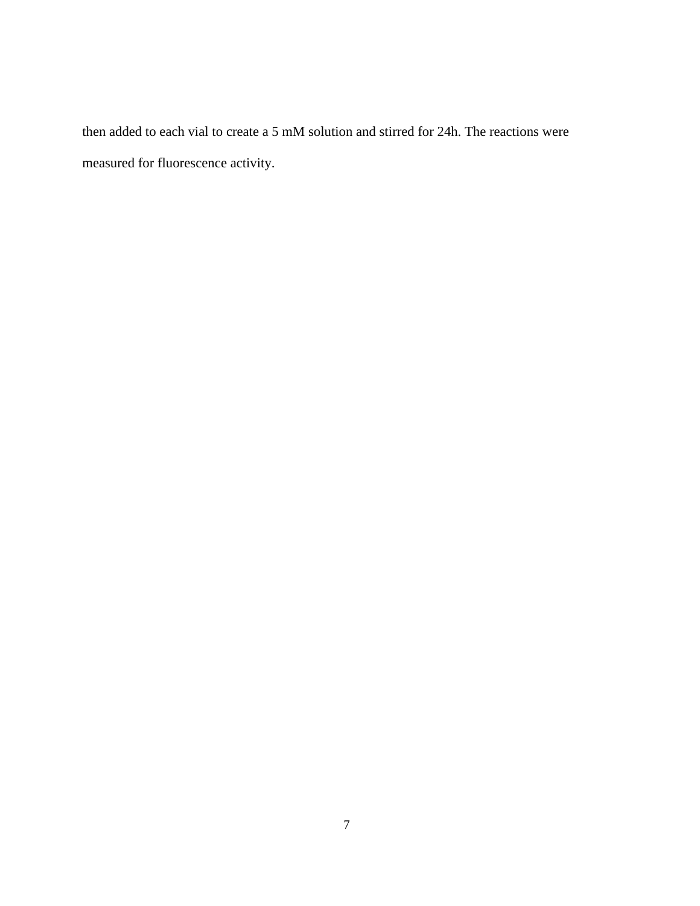then added to each vial to create a 5 mM solution and stirred for 24h. The reactions were measured for fluorescence activity.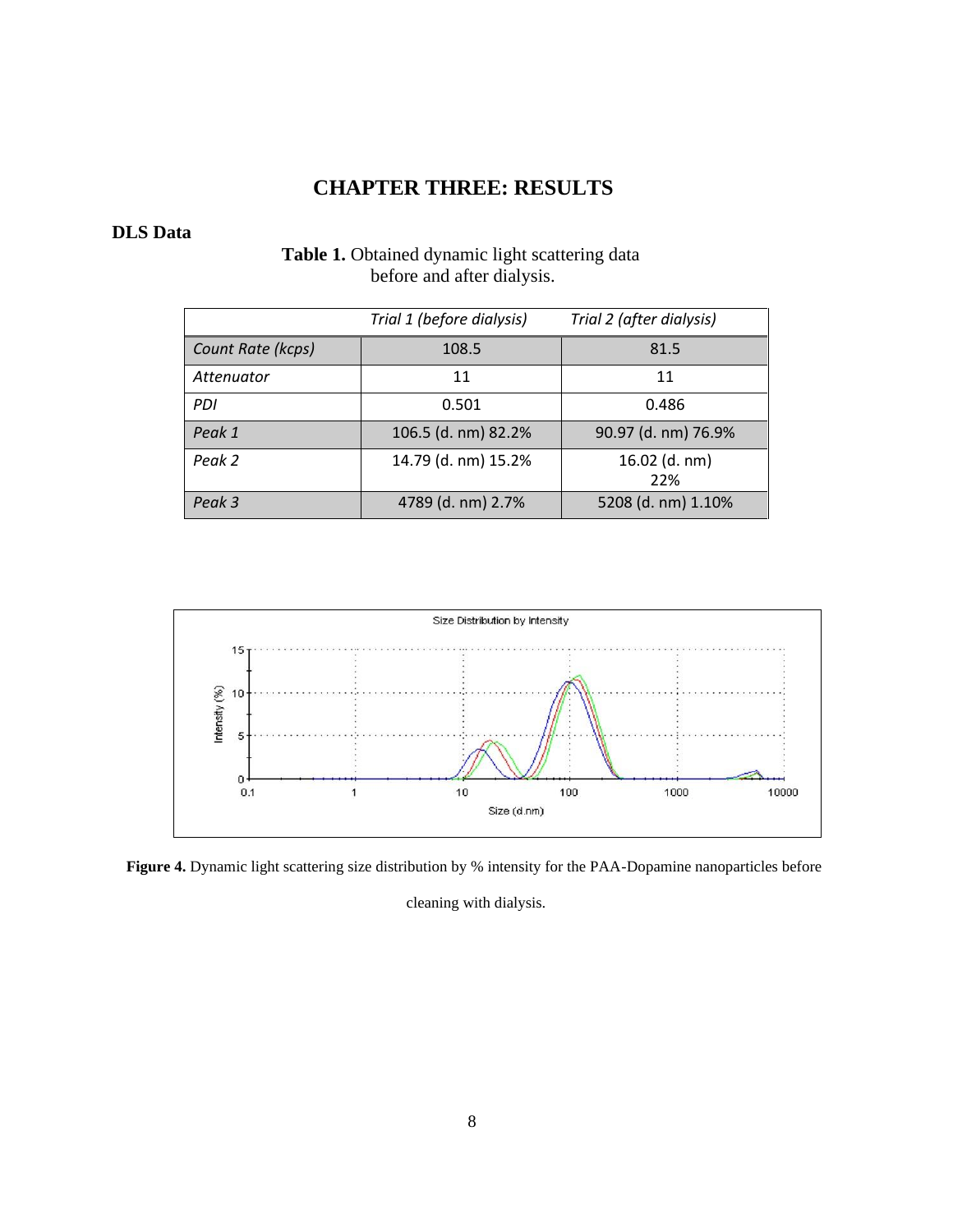# CHAPTER THREE: RESULTS

## DLS Data

**Table 1.** Obtained dynamic light scattering data before and after dialysis.

| | *Trial 1 (before dialysis)* | *Trial 2 (after dialysis)* |
|---|---|---|
| *Count Rate (kcps)* | 108.5 | 81.5 |
| *Attenuator* | 11 | 11 |
| *PDI* | 0.501 | 0.486 |
| *Peak 1* | 106.5 (d. nm) 82.2% | 90.97 (d. nm) 76.9% |
| *Peak 2* | 14.79 (d. nm) 15.2% | 16.02 (d. nm) 22% |
| *Peak 3* | 4789 (d. nm) 2.7% | 5208 (d. nm) 1.10% |

**Figure 4.** Dynamic light scattering size distribution by % intensity for the PAA-Dopamine nanoparticles before cleaning with dialysis.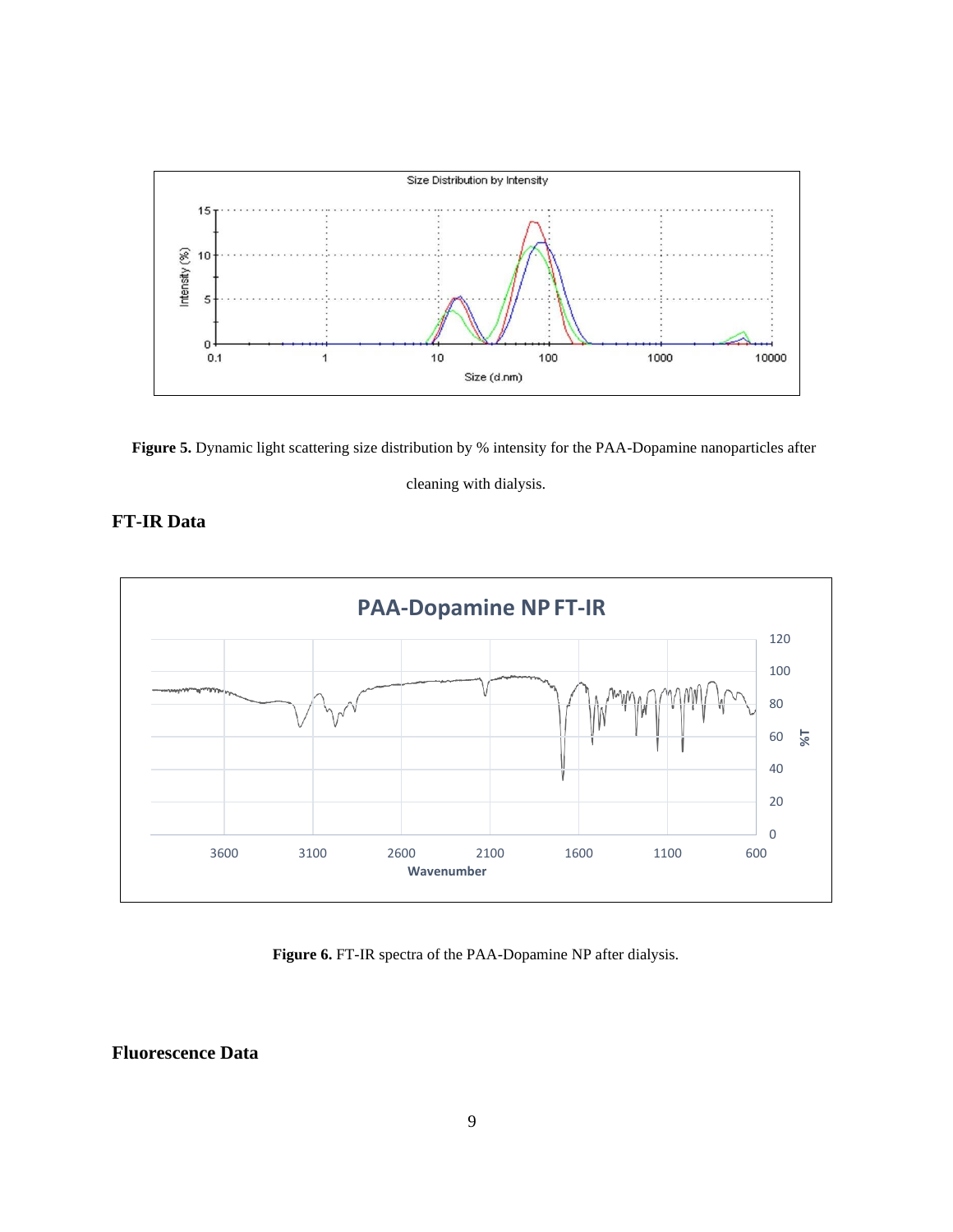**Figure 5.** Dynamic light scattering size distribution by % intensity for the PAA-Dopamine nanoparticles after cleaning with dialysis.

## FT-IR Data

**Figure 6.** FT-IR spectra of the PAA-Dopamine NP after dialysis.

## Fluorescence Data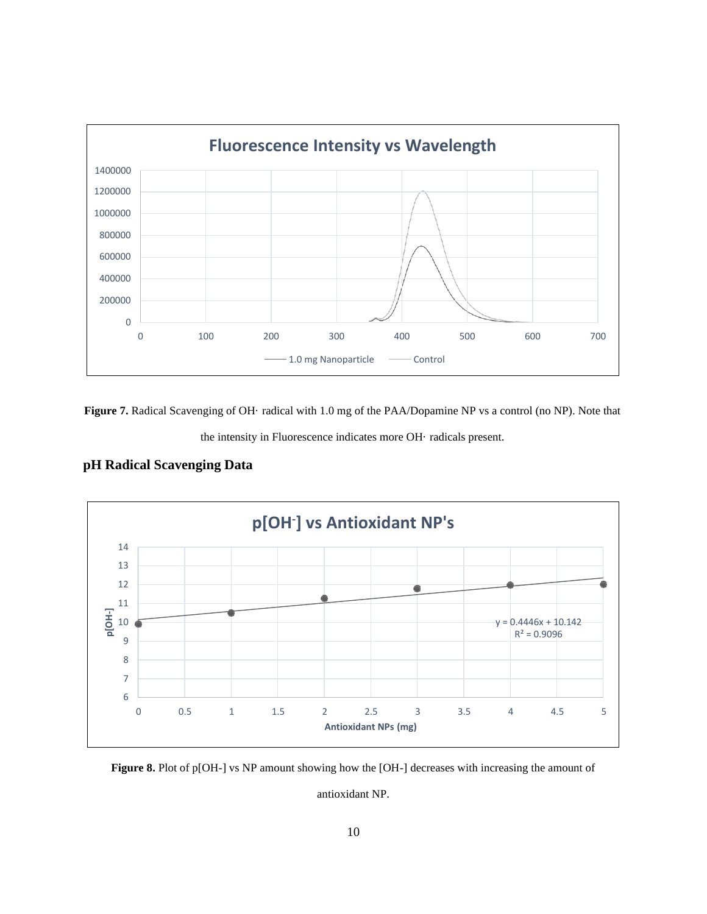**Figure 7.** Radical Scavenging of OH· radical with 1.0 mg of the PAA/Dopamine NP vs a control (no NP). Note that the intensity in Fluorescence indicates more OH· radicals present.

### pH Radical Scavenging Data

**Figure 8.** Plot of p[OH-] vs NP amount showing how the [OH-] decreases with increasing the amount of antioxidant NP.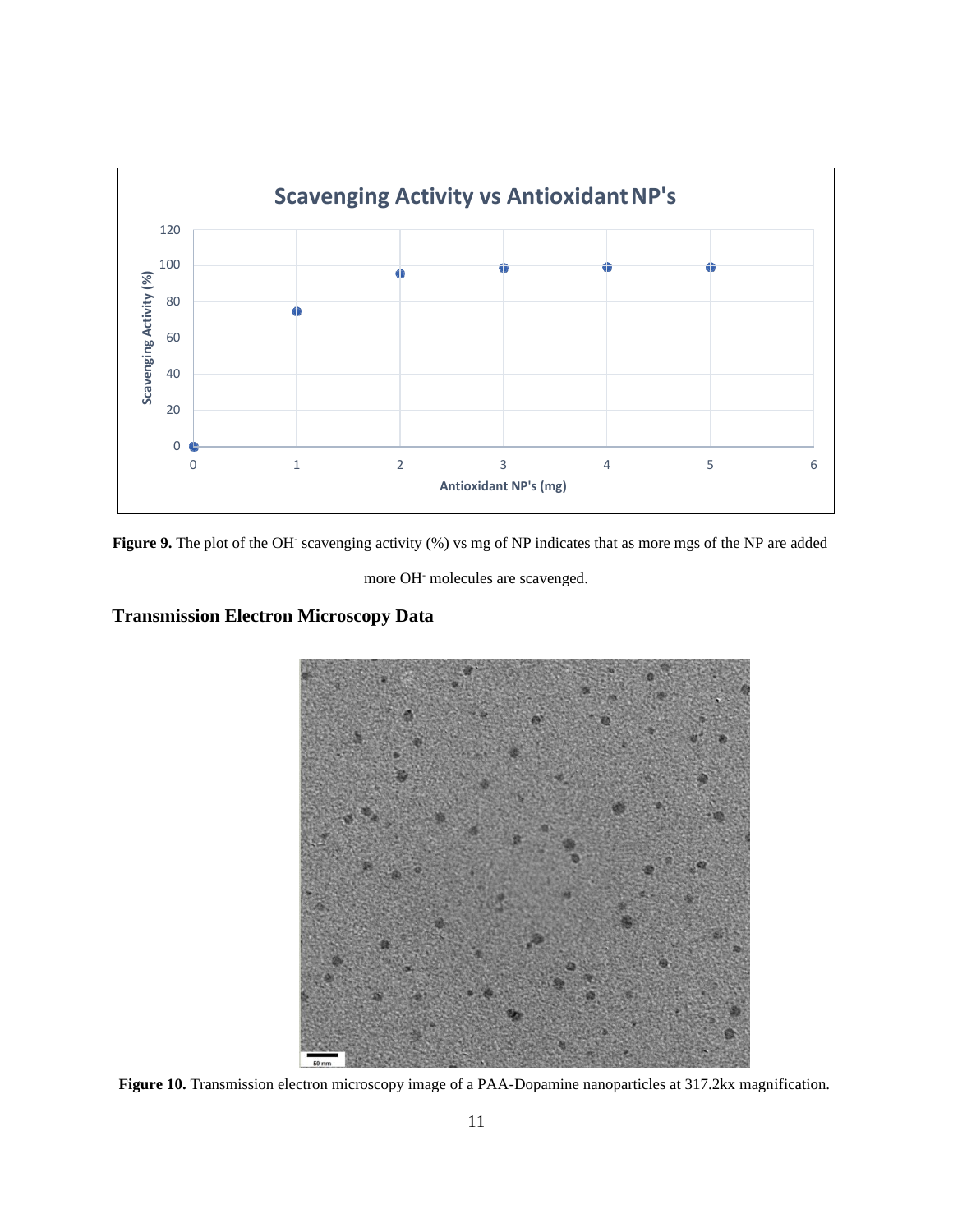**Figure 9.** The plot of the $OH^-$ scavenging activity (%) vs mg of NP indicates that as more mgs of the NP are added more $OH^-$ molecules are scavenged.

## Transmission Electron Microscopy Data

**Figure 10.** Transmission electron microscopy image of a PAA-Dopamine nanoparticles at 317.2kx magnification.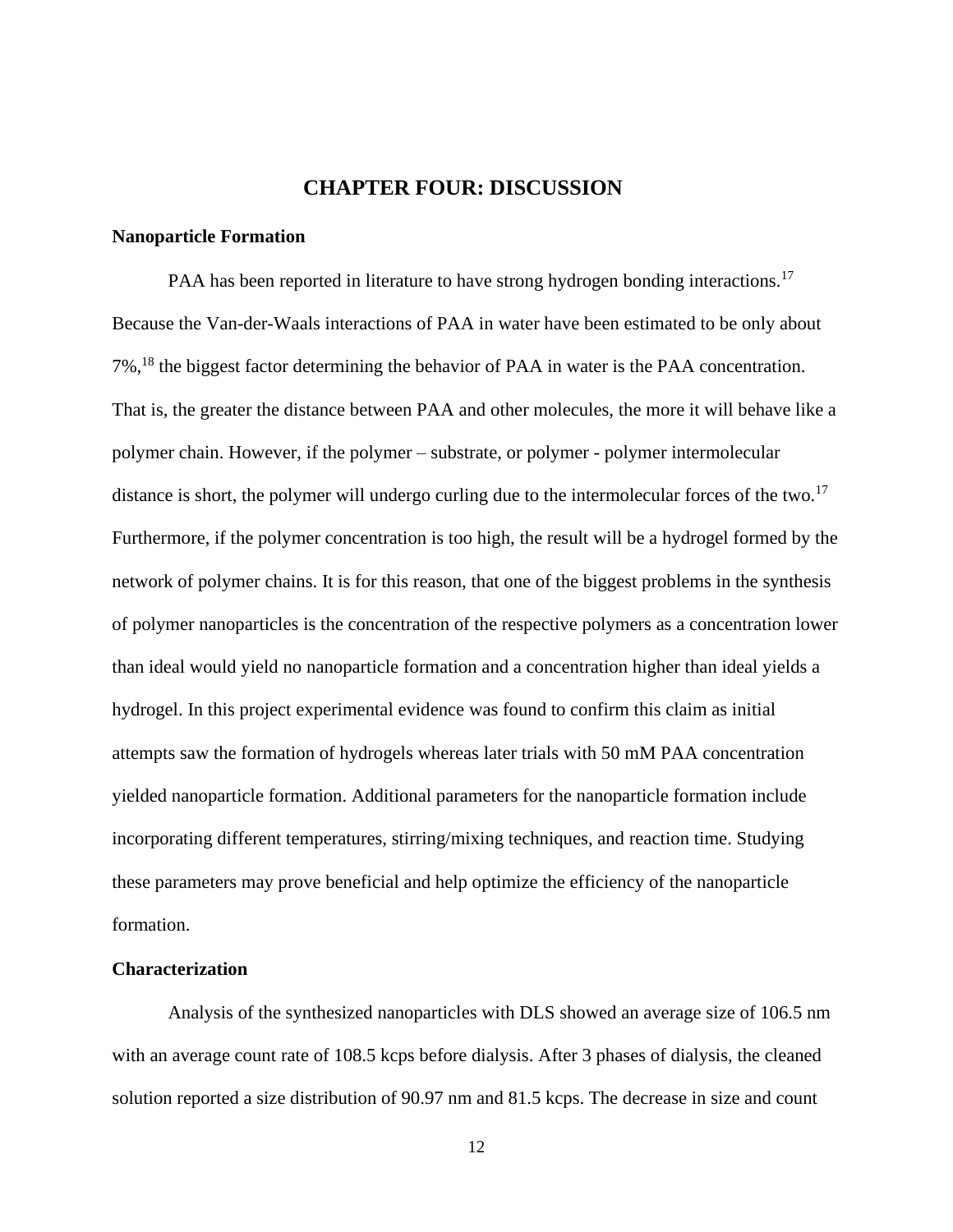# CHAPTER FOUR: DISCUSSION

## Nanoparticle Formation

PAA has been reported in literature to have strong hydrogen bonding interactions.[17] Because the Van-der-Waals interactions of PAA in water have been estimated to be only about 7%,[18] the biggest factor determining the behavior of PAA in water is the PAA concentration. That is, the greater the distance between PAA and other molecules, the more it will behave like a polymer chain. However, if the polymer – substrate, or polymer - polymer intermolecular distance is short, the polymer will undergo curling due to the intermolecular forces of the two.[17] Furthermore, if the polymer concentration is too high, the result will be a hydrogel formed by the network of polymer chains. It is for this reason, that one of the biggest problems in the synthesis of polymer nanoparticles is the concentration of the respective polymers as a concentration lower than ideal would yield no nanoparticle formation and a concentration higher than ideal yields a hydrogel. In this project experimental evidence was found to confirm this claim as initial attempts saw the formation of hydrogels whereas later trials with 50 mM PAA concentration yielded nanoparticle formation. Additional parameters for the nanoparticle formation include incorporating different temperatures, stirring/mixing techniques, and reaction time. Studying these parameters may prove beneficial and help optimize the efficiency of the nanoparticle formation.

## Characterization

Analysis of the synthesized nanoparticles with DLS showed an average size of 106.5 nm with an average count rate of 108.5 kcps before dialysis. After 3 phases of dialysis, the cleaned solution reported a size distribution of 90.97 nm and 81.5 kcps. The decrease in size and count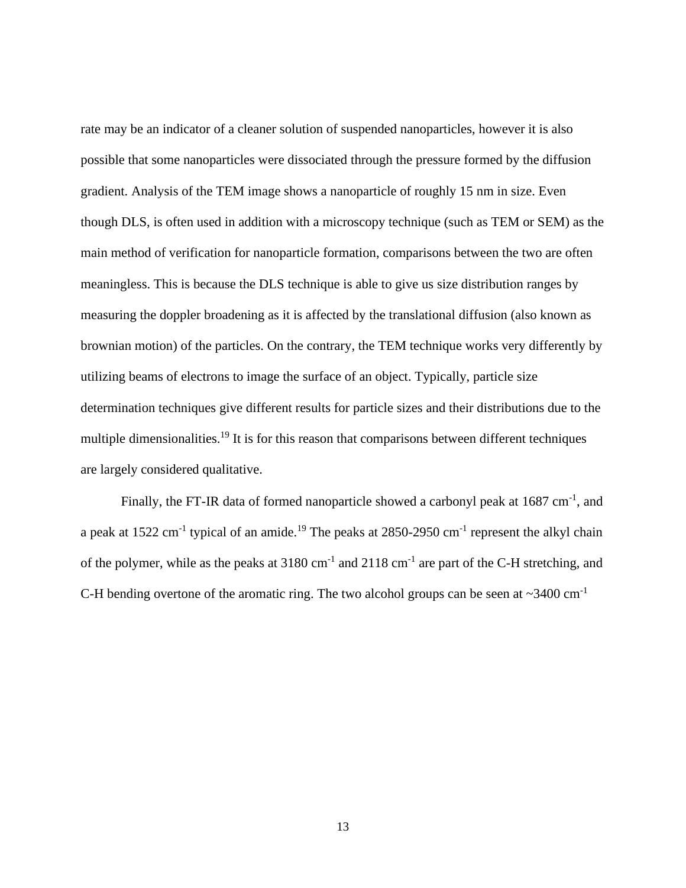rate may be an indicator of a cleaner solution of suspended nanoparticles, however it is also possible that some nanoparticles were dissociated through the pressure formed by the diffusion gradient. Analysis of the TEM image shows a nanoparticle of roughly 15 nm in size. Even though DLS, is often used in addition with a microscopy technique (such as TEM or SEM) as the main method of verification for nanoparticle formation, comparisons between the two are often meaningless. This is because the DLS technique is able to give us size distribution ranges by measuring the doppler broadening as it is affected by the translational diffusion (also known as brownian motion) of the particles. On the contrary, the TEM technique works very differently by utilizing beams of electrons to image the surface of an object. Typically, particle size determination techniques give different results for particle sizes and their distributions due to the multiple dimensionalities.[19] It is for this reason that comparisons between different techniques are largely considered qualitative.

Finally, the FT-IR data of formed nanoparticle showed a carbonyl peak at 1687 $cm^{-1}$, and a peak at 1522 $cm^{-1}$ typical of an amide.[19] The peaks at 2850-2950 $cm^{-1}$ represent the alkyl chain of the polymer, while as the peaks at 3180 $cm^{-1}$ and 2118 $cm^{-1}$ are part of the C-H stretching, and C-H bending overtone of the aromatic ring. The two alcohol groups can be seen at ~3400 $cm^{-1}$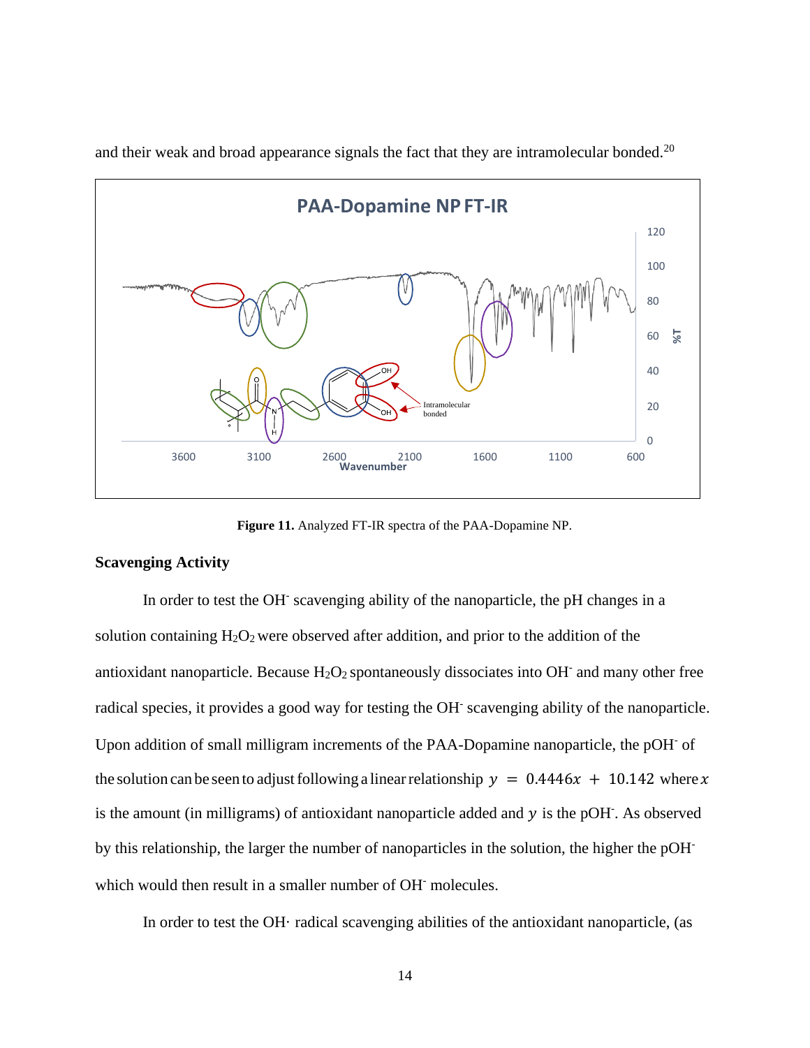and their weak and broad appearance signals the fact that they are intramolecular bonded.[20]

Figure 11. Analyzed FT-IR spectra of the PAA-Dopamine NP.

### Scavenging Activity

In order to test the $OH^-$ scavenging ability of the nanoparticle, the pH changes in a solution containing $H_2O_2$ were observed after addition, and prior to the addition of the antioxidant nanoparticle. Because $H_2O_2$ spontaneously dissociates into $OH^-$ and many other free radical species, it provides a good way for testing the $OH^-$ scavenging ability of the nanoparticle. Upon addition of small milligram increments of the PAA-Dopamine nanoparticle, the $pOH^-$ of the solution can be seen to adjust following a linear relationship $y = 0.4446x + 10.142$ where $x$ is the amount (in milligrams) of antioxidant nanoparticle added and $y$ is the $pOH^-$. As observed by this relationship, the larger the number of nanoparticles in the solution, the higher the $pOH^-$ which would then result in a smaller number of $OH^-$ molecules.

In order to test the $OH\cdot$ radical scavenging abilities of the antioxidant nanoparticle, (as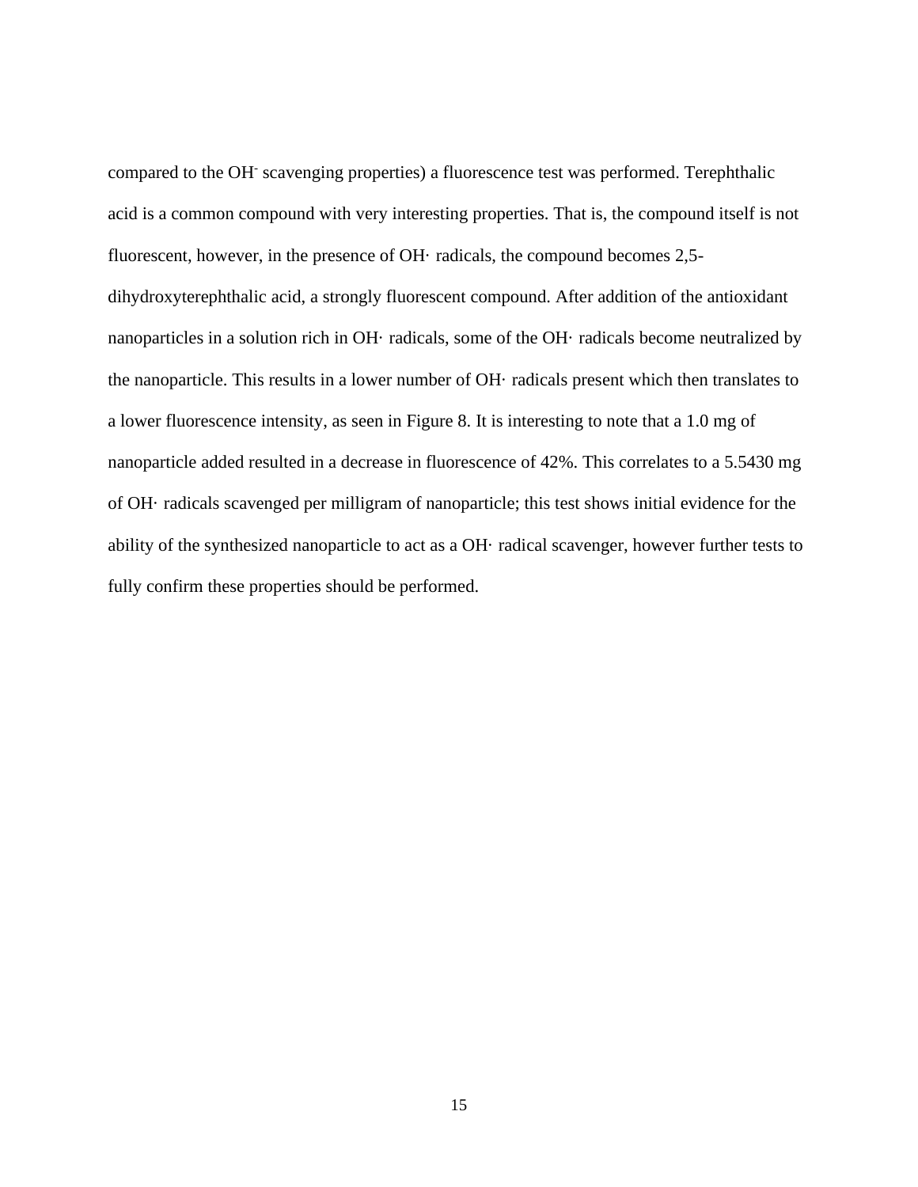compared to the $OH^-$ scavenging properties) a fluorescence test was performed. Terephthalic acid is a common compound with very interesting properties. That is, the compound itself is not fluorescent, however, in the presence of OH· radicals, the compound becomes 2,5-dihydroxyterephthalic acid, a strongly fluorescent compound. After addition of the antioxidant nanoparticles in a solution rich in OH· radicals, some of the OH· radicals become neutralized by the nanoparticle. This results in a lower number of OH· radicals present which then translates to a lower fluorescence intensity, as seen in Figure 8. It is interesting to note that a 1.0 mg of nanoparticle added resulted in a decrease in fluorescence of 42%. This correlates to a 5.5430 mg of OH· radicals scavenged per milligram of nanoparticle; this test shows initial evidence for the ability of the synthesized nanoparticle to act as a OH· radical scavenger, however further tests to fully confirm these properties should be performed.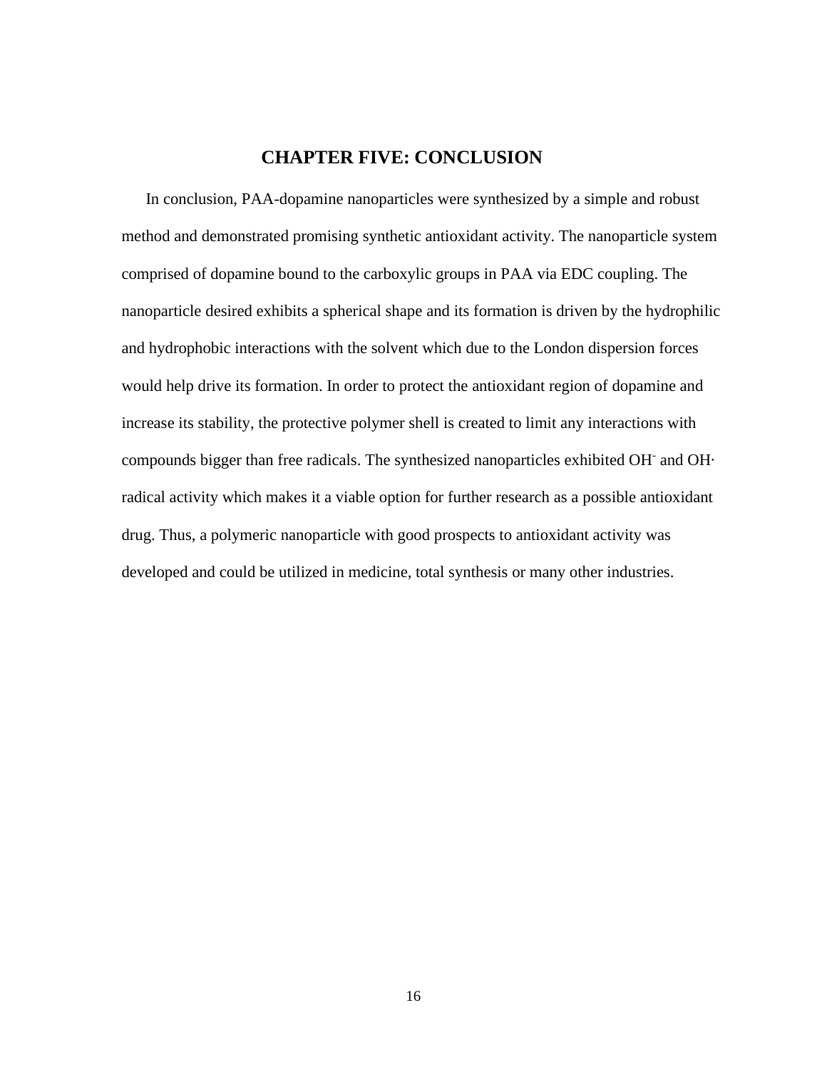# CHAPTER FIVE: CONCLUSION

In conclusion, PAA-dopamine nanoparticles were synthesized by a simple and robust method and demonstrated promising synthetic antioxidant activity. The nanoparticle system comprised of dopamine bound to the carboxylic groups in PAA via EDC coupling. The nanoparticle desired exhibits a spherical shape and its formation is driven by the hydrophilic and hydrophobic interactions with the solvent which due to the London dispersion forces would help drive its formation. In order to protect the antioxidant region of dopamine and increase its stability, the protective polymer shell is created to limit any interactions with compounds bigger than free radicals. The synthesized nanoparticles exhibited $OH^-$ and $OH\cdot$ radical activity which makes it a viable option for further research as a possible antioxidant drug. Thus, a polymeric nanoparticle with good prospects to antioxidant activity was developed and could be utilized in medicine, total synthesis or many other industries.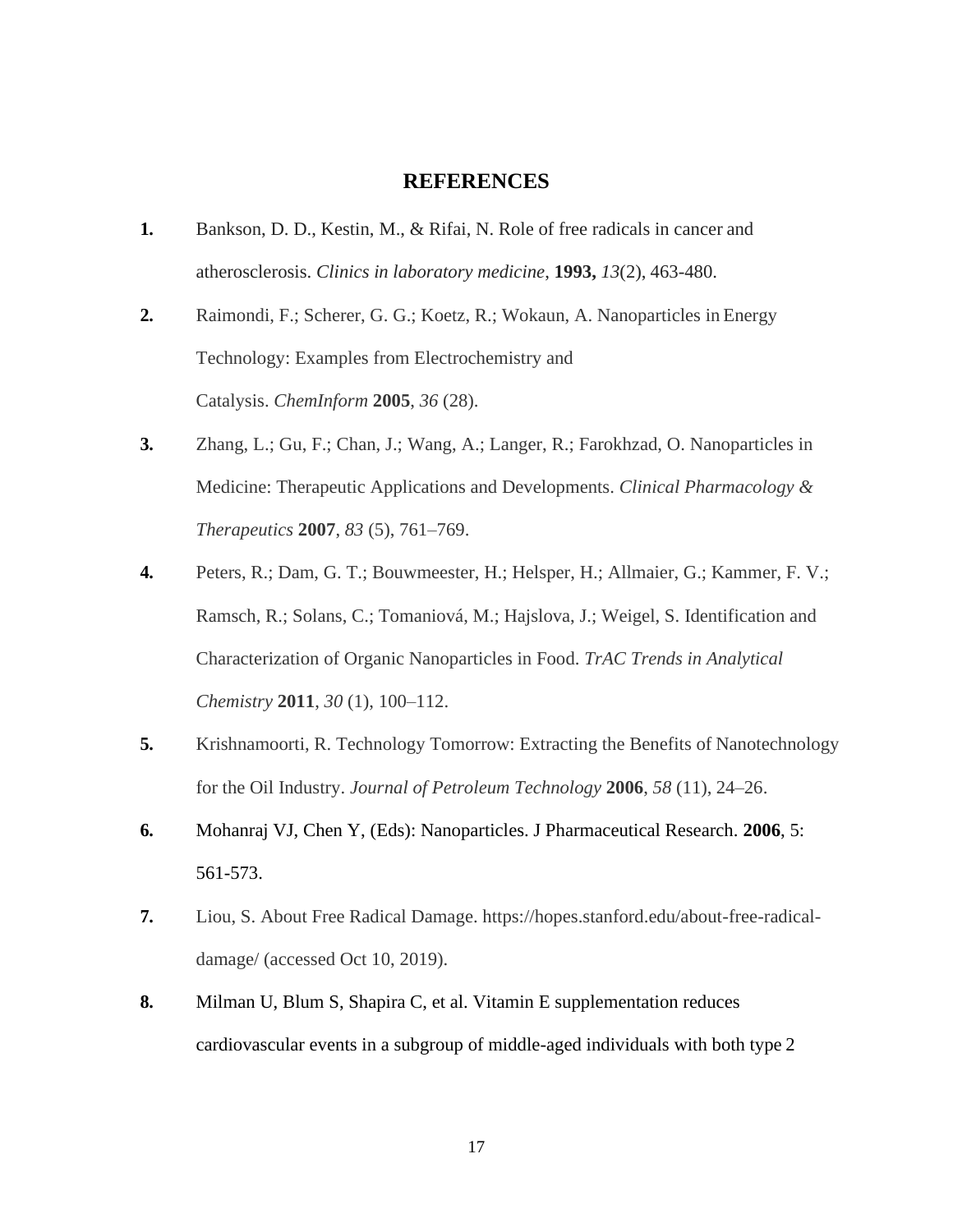# REFERENCES

1. Bankson, D. D., Kestin, M., & Rifai, N. Role of free radicals in cancer and atherosclerosis. *Clinics in laboratory medicine*, **1993,** *13*(2), 463-480.
2. Raimondi, F.; Scherer, G. G.; Koetz, R.; Wokaun, A. Nanoparticles in Energy Technology: Examples from Electrochemistry and Catalysis. *ChemInform* **2005**, *36* (28).
3. Zhang, L.; Gu, F.; Chan, J.; Wang, A.; Langer, R.; Farokhzad, O. Nanoparticles in Medicine: Therapeutic Applications and Developments. *Clinical Pharmacology & Therapeutics* **2007**, *83* (5), 761–769.
4. Peters, R.; Dam, G. T.; Bouwmeester, H.; Helsper, H.; Allmaier, G.; Kammer, F. V.; Ramsch, R.; Solans, C.; Tomaniová, M.; Hajslova, J.; Weigel, S. Identification and Characterization of Organic Nanoparticles in Food. *TrAC Trends in Analytical Chemistry* **2011**, *30* (1), 100–112.
5. Krishnamoorti, R. Technology Tomorrow: Extracting the Benefits of Nanotechnology for the Oil Industry. *Journal of Petroleum Technology* **2006**, *58* (11), 24–26.
6. Mohanraj VJ, Chen Y, (Eds): Nanoparticles. J Pharmaceutical Research. **2006**, 5: 561-573.
7. Liou, S. About Free Radical Damage. https://hopes.stanford.edu/about-free-radical-damage/ (accessed Oct 10, 2019).
8. Milman U, Blum S, Shapira C, et al. Vitamin E supplementation reduces cardiovascular events in a subgroup of middle-aged individuals with both type 2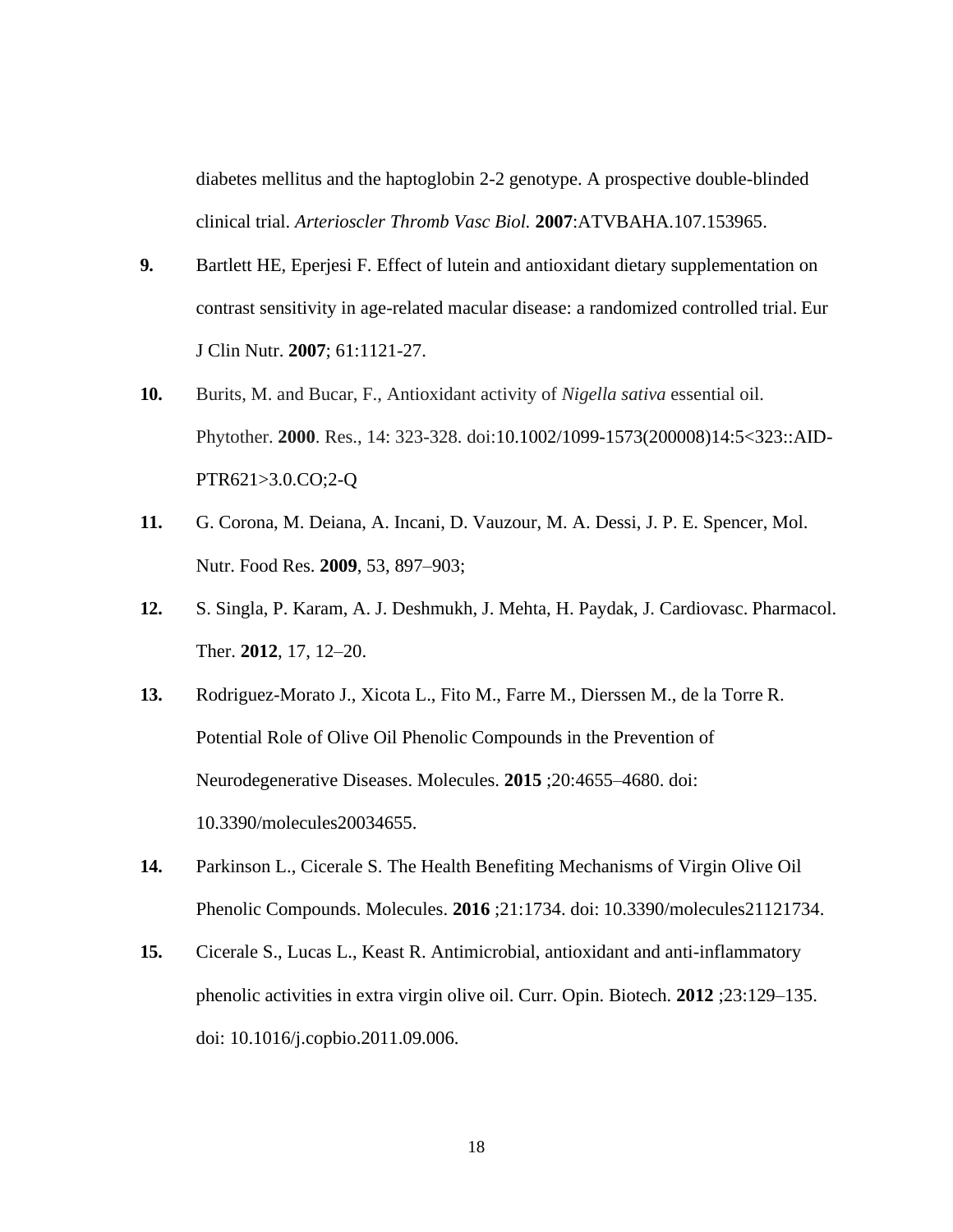diabetes mellitus and the haptoglobin 2-2 genotype. A prospective double-blinded clinical trial. *Arterioscler Thromb Vasc Biol.* **2007**:ATVBAHA.107.153965.

**9.** Bartlett HE, Eperjesi F. Effect of lutein and antioxidant dietary supplementation on contrast sensitivity in age-related macular disease: a randomized controlled trial. Eur J Clin Nutr. **2007**; 61:1121-27.

**10.** Burits, M. and Bucar, F., Antioxidant activity of *Nigella sativa* essential oil. Phytother. **2000**. Res., 14: 323-328. doi:10.1002/1099-1573(200008)14:5<323::AID-PTR621>3.0.CO;2-Q

**11.** G. Corona, M. Deiana, A. Incani, D. Vauzour, M. A. Dessi, J. P. E. Spencer, Mol. Nutr. Food Res. **2009**, 53, 897–903;

**12.** S. Singla, P. Karam, A. J. Deshmukh, J. Mehta, H. Paydak, J. Cardiovasc. Pharmacol. Ther. **2012**, 17, 12–20.

**13.** Rodriguez-Morato J., Xicota L., Fito M., Farre M., Dierssen M., de la Torre R. Potential Role of Olive Oil Phenolic Compounds in the Prevention of Neurodegenerative Diseases. Molecules. **2015** ;20:4655–4680. doi: 10.3390/molecules20034655.

**14.** Parkinson L., Cicerale S. The Health Benefiting Mechanisms of Virgin Olive Oil Phenolic Compounds. Molecules. **2016** ;21:1734. doi: 10.3390/molecules21121734.

**15.** Cicerale S., Lucas L., Keast R. Antimicrobial, antioxidant and anti-inflammatory phenolic activities in extra virgin olive oil. Curr. Opin. Biotech. **2012** ;23:129–135. doi: 10.1016/j.copbio.2011.09.006.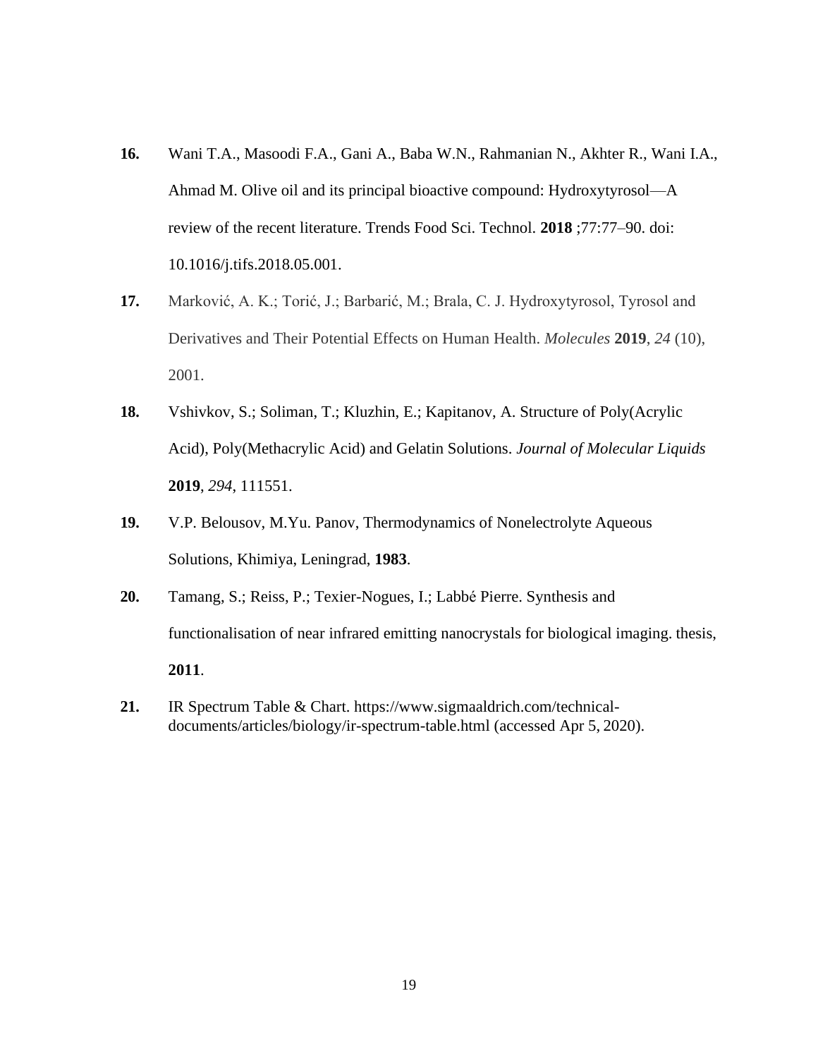16. Wani T.A., Masoodi F.A., Gani A., Baba W.N., Rahmanian N., Akhter R., Wani I.A., Ahmad M. Olive oil and its principal bioactive compound: Hydroxytyrosol—A review of the recent literature. Trends Food Sci. Technol. **2018** ;77:77–90. doi: 10.1016/j.tifs.2018.05.001.

17. Marković, A. K.; Torić, J.; Barbarić, M.; Brala, C. J. Hydroxytyrosol, Tyrosol and Derivatives and Their Potential Effects on Human Health. *Molecules* **2019**, *24* (10), 2001.

18. Vshivkov, S.; Soliman, T.; Kluzhin, E.; Kapitanov, A. Structure of Poly(Acrylic Acid), Poly(Methacrylic Acid) and Gelatin Solutions. *Journal of Molecular Liquids* **2019**, *294*, 111551.

19. V.P. Belousov, M.Yu. Panov, Thermodynamics of Nonelectrolyte Aqueous Solutions, Khimiya, Leningrad, **1983**.

20. Tamang, S.; Reiss, P.; Texier-Nogues, I.; Labbé Pierre. Synthesis and functionalisation of near infrared emitting nanocrystals for biological imaging. thesis, **2011**.

21. IR Spectrum Table & Chart. https://www.sigmaaldrich.com/technical-documents/articles/biology/ir-spectrum-table.html (accessed Apr 5, 2020).